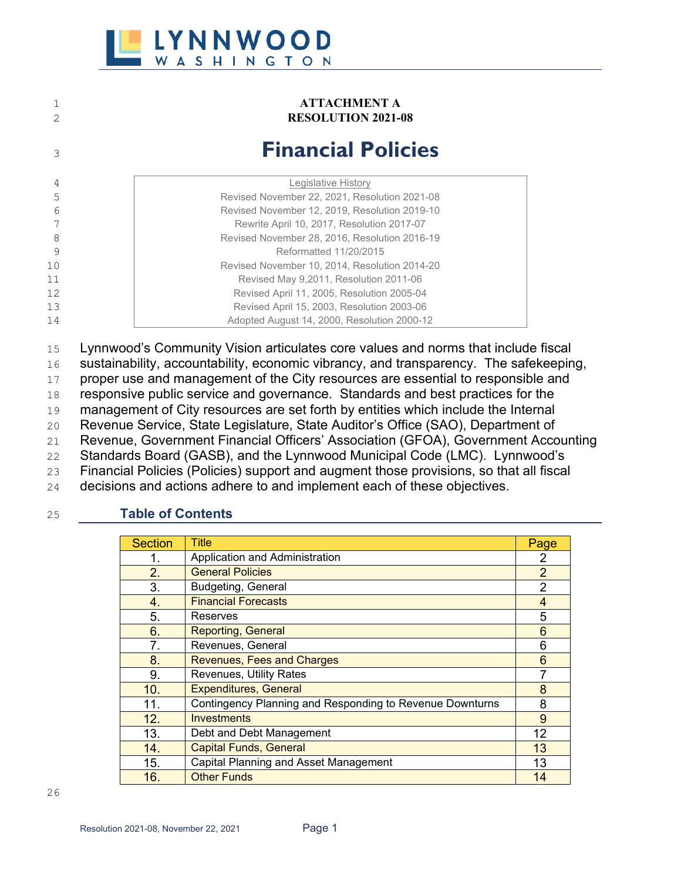**ATTACHMENT A**
**RESOLUTION 2021-08**

# Financial Policies

| Legislative History |
|---|
| Revised November 22, 2021, Resolution 2021-08 |
| Revised November 12, 2019, Resolution 2019-10 |
| Rewrite April 10, 2017, Resolution 2017-07 |
| Revised November 28, 2016, Resolution 2016-19 |
| Reformatted 11/20/2015 |
| Revised November 10, 2014, Resolution 2014-20 |
| Revised May 9,2011, Resolution 2011-06 |
| Revised April 11, 2005, Resolution 2005-04 |
| Revised April 15, 2003, Resolution 2003-06 |
| Adopted August 14, 2000, Resolution 2000-12 |

Lynnwood's Community Vision articulates core values and norms that include fiscal sustainability, accountability, economic vibrancy, and transparency. The safekeeping, proper use and management of the City resources are essential to responsible and responsive public service and governance. Standards and best practices for the management of City resources are set forth by entities which include the Internal Revenue Service, State Legislature, State Auditor's Office (SAO), Department of Revenue, Government Financial Officers' Association (GFOA), Government Accounting Standards Board (GASB), and the Lynnwood Municipal Code (LMC). Lynnwood's Financial Policies (Policies) support and augment those provisions, so that all fiscal decisions and actions adhere to and implement each of these objectives.

## Table of Contents

| Section | Title | Page |
|---|---|---|
| 1. | Application and Administration | 2 |
| 2. | General Policies | 2 |
| 3. | Budgeting, General | 2 |
| 4. | Financial Forecasts | 4 |
| 5. | Reserves | 5 |
| 6. | Reporting, General | 6 |
| 7. | Revenues, General | 6 |
| 8. | Revenues, Fees and Charges | 6 |
| 9. | Revenues, Utility Rates | 7 |
| 10. | Expenditures, General | 8 |
| 11. | Contingency Planning and Responding to Revenue Downturns | 8 |
| 12. | Investments | 9 |
| 13. | Debt and Debt Management | 12 |
| 14. | Capital Funds, General | 13 |
| 15. | Capital Planning and Asset Management | 13 |
| 16. | Other Funds | 14 |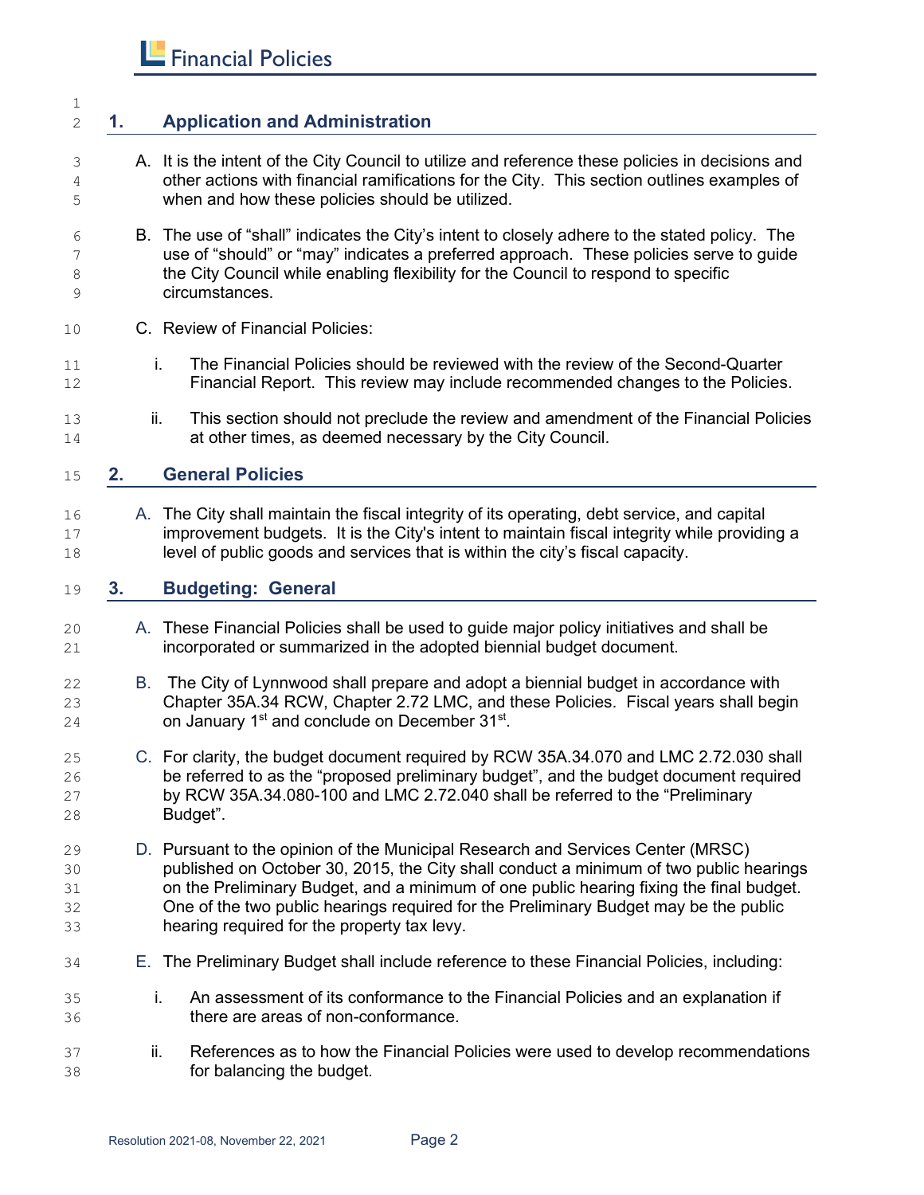## 1. Application and Administration

A. It is the intent of the City Council to utilize and reference these policies in decisions and other actions with financial ramifications for the City. This section outlines examples of when and how these policies should be utilized.

B. The use of "shall" indicates the City's intent to closely adhere to the stated policy. The use of "should" or "may" indicates a preferred approach. These policies serve to guide the City Council while enabling flexibility for the Council to respond to specific circumstances.

C. Review of Financial Policies:

   i. The Financial Policies should be reviewed with the review of the Second-Quarter Financial Report. This review may include recommended changes to the Policies.

   ii. This section should not preclude the review and amendment of the Financial Policies at other times, as deemed necessary by the City Council.

## 2. General Policies

A. The City shall maintain the fiscal integrity of its operating, debt service, and capital improvement budgets. It is the City's intent to maintain fiscal integrity while providing a level of public goods and services that is within the city's fiscal capacity.

## 3. Budgeting: General

A. These Financial Policies shall be used to guide major policy initiatives and shall be incorporated or summarized in the adopted biennial budget document.

B. The City of Lynnwood shall prepare and adopt a biennial budget in accordance with Chapter 35A.34 RCW, Chapter 2.72 LMC, and these Policies. Fiscal years shall begin on January 1st and conclude on December 31st.

C. For clarity, the budget document required by RCW 35A.34.070 and LMC 2.72.030 shall be referred to as the "proposed preliminary budget", and the budget document required by RCW 35A.34.080-100 and LMC 2.72.040 shall be referred to the "Preliminary Budget".

D. Pursuant to the opinion of the Municipal Research and Services Center (MRSC) published on October 30, 2015, the City shall conduct a minimum of two public hearings on the Preliminary Budget, and a minimum of one public hearing fixing the final budget. One of the two public hearings required for the Preliminary Budget may be the public hearing required for the property tax levy.

E. The Preliminary Budget shall include reference to these Financial Policies, including:

   i. An assessment of its conformance to the Financial Policies and an explanation if there are areas of non-conformance.

   ii. References as to how the Financial Policies were used to develop recommendations for balancing the budget.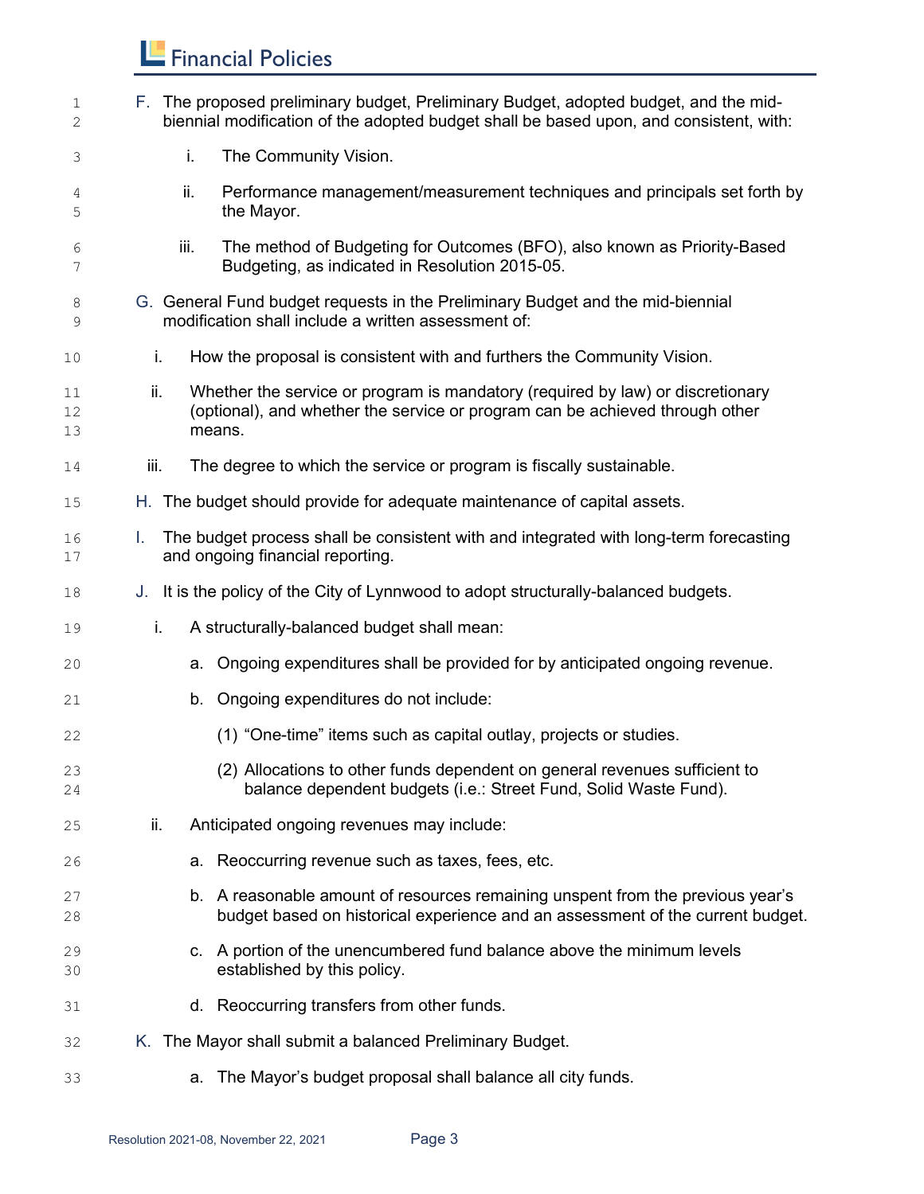F. The proposed preliminary budget, Preliminary Budget, adopted budget, and the mid-biennial modification of the adopted budget shall be based upon, and consistent, with:

   i. The Community Vision.

   ii. Performance management/measurement techniques and principals set forth by the Mayor.

   iii. The method of Budgeting for Outcomes (BFO), also known as Priority-Based Budgeting, as indicated in Resolution 2015-05.

G. General Fund budget requests in the Preliminary Budget and the mid-biennial modification shall include a written assessment of:

   i. How the proposal is consistent with and furthers the Community Vision.

   ii. Whether the service or program is mandatory (required by law) or discretionary (optional), and whether the service or program can be achieved through other means.

   iii. The degree to which the service or program is fiscally sustainable.

H. The budget should provide for adequate maintenance of capital assets.

I. The budget process shall be consistent with and integrated with long-term forecasting and ongoing financial reporting.

J. It is the policy of the City of Lynnwood to adopt structurally-balanced budgets.

   i. A structurally-balanced budget shall mean:

      a. Ongoing expenditures shall be provided for by anticipated ongoing revenue.

      b. Ongoing expenditures do not include:

         (1) “One-time” items such as capital outlay, projects or studies.

         (2) Allocations to other funds dependent on general revenues sufficient to balance dependent budgets (i.e.: Street Fund, Solid Waste Fund).

   ii. Anticipated ongoing revenues may include:

      a. Reoccurring revenue such as taxes, fees, etc.

      b. A reasonable amount of resources remaining unspent from the previous year’s budget based on historical experience and an assessment of the current budget.

      c. A portion of the unencumbered fund balance above the minimum levels established by this policy.

      d. Reoccurring transfers from other funds.

K. The Mayor shall submit a balanced Preliminary Budget.

      a. The Mayor’s budget proposal shall balance all city funds.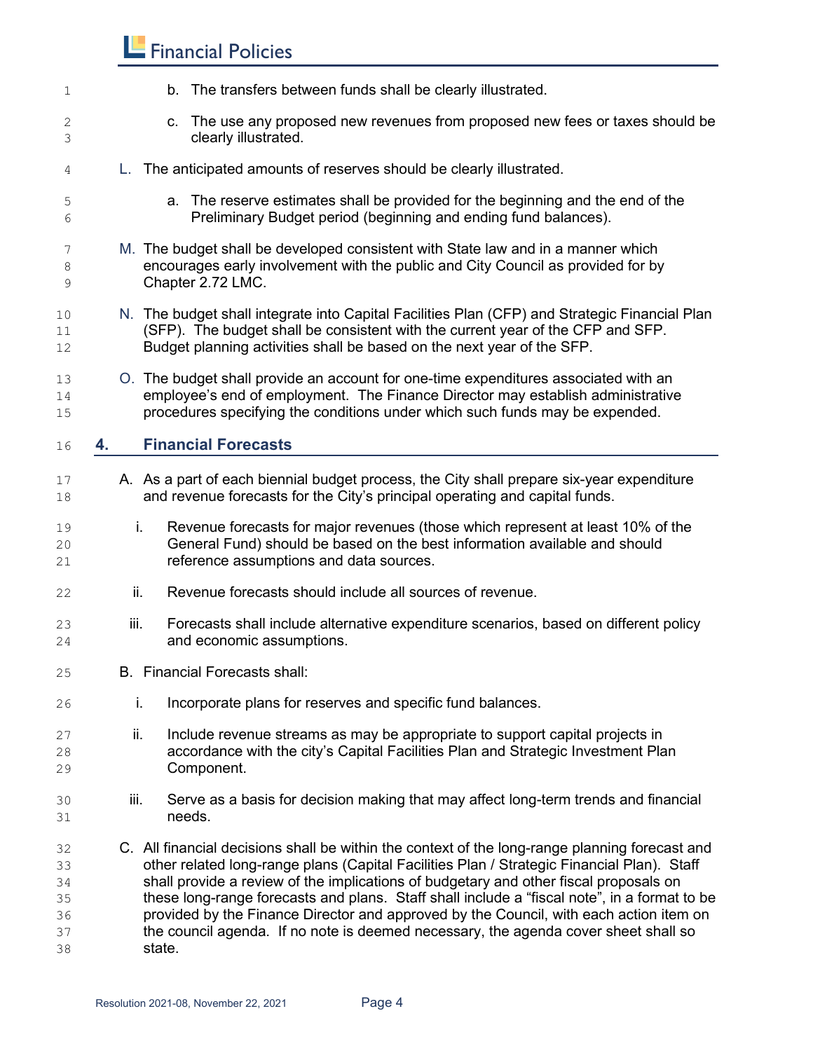b. The transfers between funds shall be clearly illustrated.

c. The use any proposed new revenues from proposed new fees or taxes should be clearly illustrated.

L. The anticipated amounts of reserves should be clearly illustrated.

a. The reserve estimates shall be provided for the beginning and the end of the Preliminary Budget period (beginning and ending fund balances).

M. The budget shall be developed consistent with State law and in a manner which encourages early involvement with the public and City Council as provided for by Chapter 2.72 LMC.

N. The budget shall integrate into Capital Facilities Plan (CFP) and Strategic Financial Plan (SFP). The budget shall be consistent with the current year of the CFP and SFP. Budget planning activities shall be based on the next year of the SFP.

O. The budget shall provide an account for one-time expenditures associated with an employee's end of employment. The Finance Director may establish administrative procedures specifying the conditions under which such funds may be expended.

## 4. Financial Forecasts

A. As a part of each biennial budget process, the City shall prepare six-year expenditure and revenue forecasts for the City's principal operating and capital funds.

i. Revenue forecasts for major revenues (those which represent at least 10% of the General Fund) should be based on the best information available and should reference assumptions and data sources.

ii. Revenue forecasts should include all sources of revenue.

iii. Forecasts shall include alternative expenditure scenarios, based on different policy and economic assumptions.

B. Financial Forecasts shall:

i. Incorporate plans for reserves and specific fund balances.

ii. Include revenue streams as may be appropriate to support capital projects in accordance with the city's Capital Facilities Plan and Strategic Investment Plan Component.

iii. Serve as a basis for decision making that may affect long-term trends and financial needs.

C. All financial decisions shall be within the context of the long-range planning forecast and other related long-range plans (Capital Facilities Plan / Strategic Financial Plan). Staff shall provide a review of the implications of budgetary and other fiscal proposals on these long-range forecasts and plans. Staff shall include a "fiscal note", in a format to be provided by the Finance Director and approved by the Council, with each action item on the council agenda. If no note is deemed necessary, the agenda cover sheet shall so state.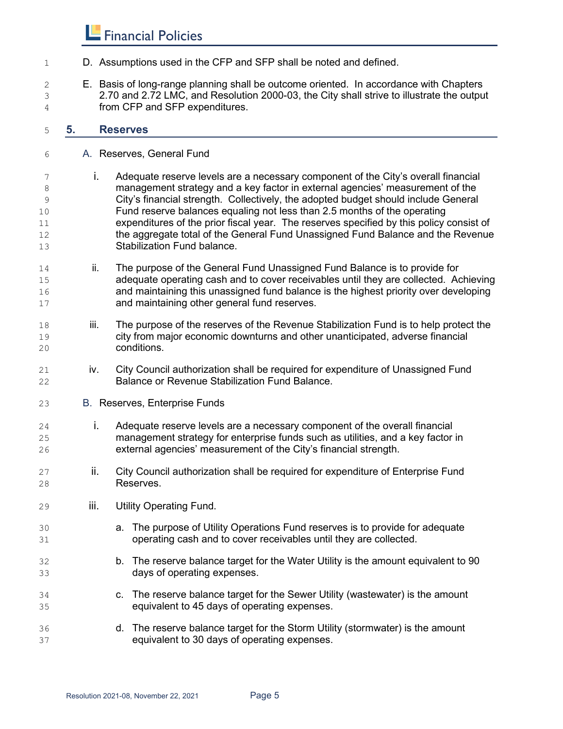D. Assumptions used in the CFP and SFP shall be noted and defined.

E. Basis of long-range planning shall be outcome oriented. In accordance with Chapters 2.70 and 2.72 LMC, and Resolution 2000-03, the City shall strive to illustrate the output from CFP and SFP expenditures.

## 5. Reserves

A. Reserves, General Fund

i. Adequate reserve levels are a necessary component of the City's overall financial management strategy and a key factor in external agencies' measurement of the City's financial strength. Collectively, the adopted budget should include General Fund reserve balances equaling not less than 2.5 months of the operating expenditures of the prior fiscal year. The reserves specified by this policy consist of the aggregate total of the General Fund Unassigned Fund Balance and the Revenue Stabilization Fund balance.

ii. The purpose of the General Fund Unassigned Fund Balance is to provide for adequate operating cash and to cover receivables until they are collected. Achieving and maintaining this unassigned fund balance is the highest priority over developing and maintaining other general fund reserves.

iii. The purpose of the reserves of the Revenue Stabilization Fund is to help protect the city from major economic downturns and other unanticipated, adverse financial conditions.

iv. City Council authorization shall be required for expenditure of Unassigned Fund Balance or Revenue Stabilization Fund Balance.

B. Reserves, Enterprise Funds

i. Adequate reserve levels are a necessary component of the overall financial management strategy for enterprise funds such as utilities, and a key factor in external agencies' measurement of the City's financial strength.

ii. City Council authorization shall be required for expenditure of Enterprise Fund Reserves.

iii. Utility Operating Fund.

a. The purpose of Utility Operations Fund reserves is to provide for adequate operating cash and to cover receivables until they are collected.

b. The reserve balance target for the Water Utility is the amount equivalent to 90 days of operating expenses.

c. The reserve balance target for the Sewer Utility (wastewater) is the amount equivalent to 45 days of operating expenses.

d. The reserve balance target for the Storm Utility (stormwater) is the amount equivalent to 30 days of operating expenses.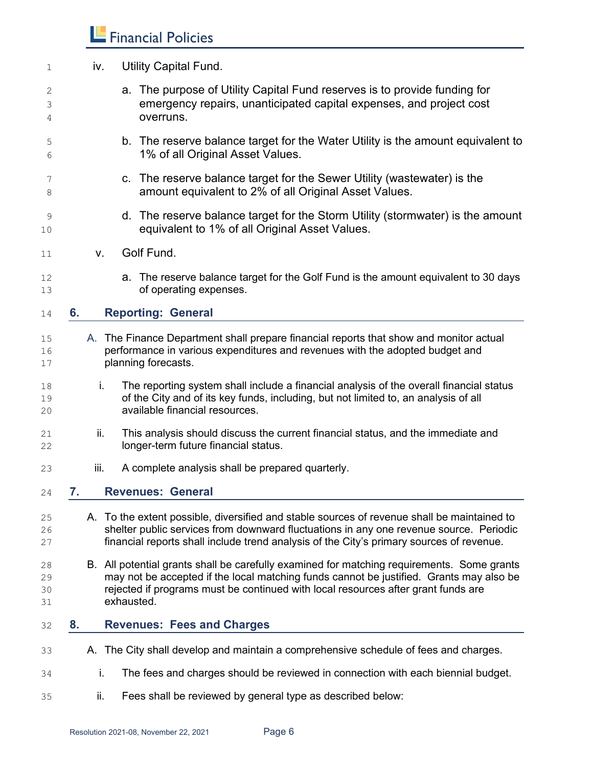iv. Utility Capital Fund.

a. The purpose of Utility Capital Fund reserves is to provide funding for emergency repairs, unanticipated capital expenses, and project cost overruns.

b. The reserve balance target for the Water Utility is the amount equivalent to 1% of all Original Asset Values.

c. The reserve balance target for the Sewer Utility (wastewater) is the amount equivalent to 2% of all Original Asset Values.

d. The reserve balance target for the Storm Utility (stormwater) is the amount equivalent to 1% of all Original Asset Values.

v. Golf Fund.

a. The reserve balance target for the Golf Fund is the amount equivalent to 30 days of operating expenses.

## 6. Reporting: General

A. The Finance Department shall prepare financial reports that show and monitor actual performance in various expenditures and revenues with the adopted budget and planning forecasts.

i. The reporting system shall include a financial analysis of the overall financial status of the City and of its key funds, including, but not limited to, an analysis of all available financial resources.

ii. This analysis should discuss the current financial status, and the immediate and longer-term future financial status.

iii. A complete analysis shall be prepared quarterly.

## 7. Revenues: General

A. To the extent possible, diversified and stable sources of revenue shall be maintained to shelter public services from downward fluctuations in any one revenue source. Periodic financial reports shall include trend analysis of the City's primary sources of revenue.

B. All potential grants shall be carefully examined for matching requirements. Some grants may not be accepted if the local matching funds cannot be justified. Grants may also be rejected if programs must be continued with local resources after grant funds are exhausted.

## 8. Revenues: Fees and Charges

A. The City shall develop and maintain a comprehensive schedule of fees and charges.

i. The fees and charges should be reviewed in connection with each biennial budget.

ii. Fees shall be reviewed by general type as described below: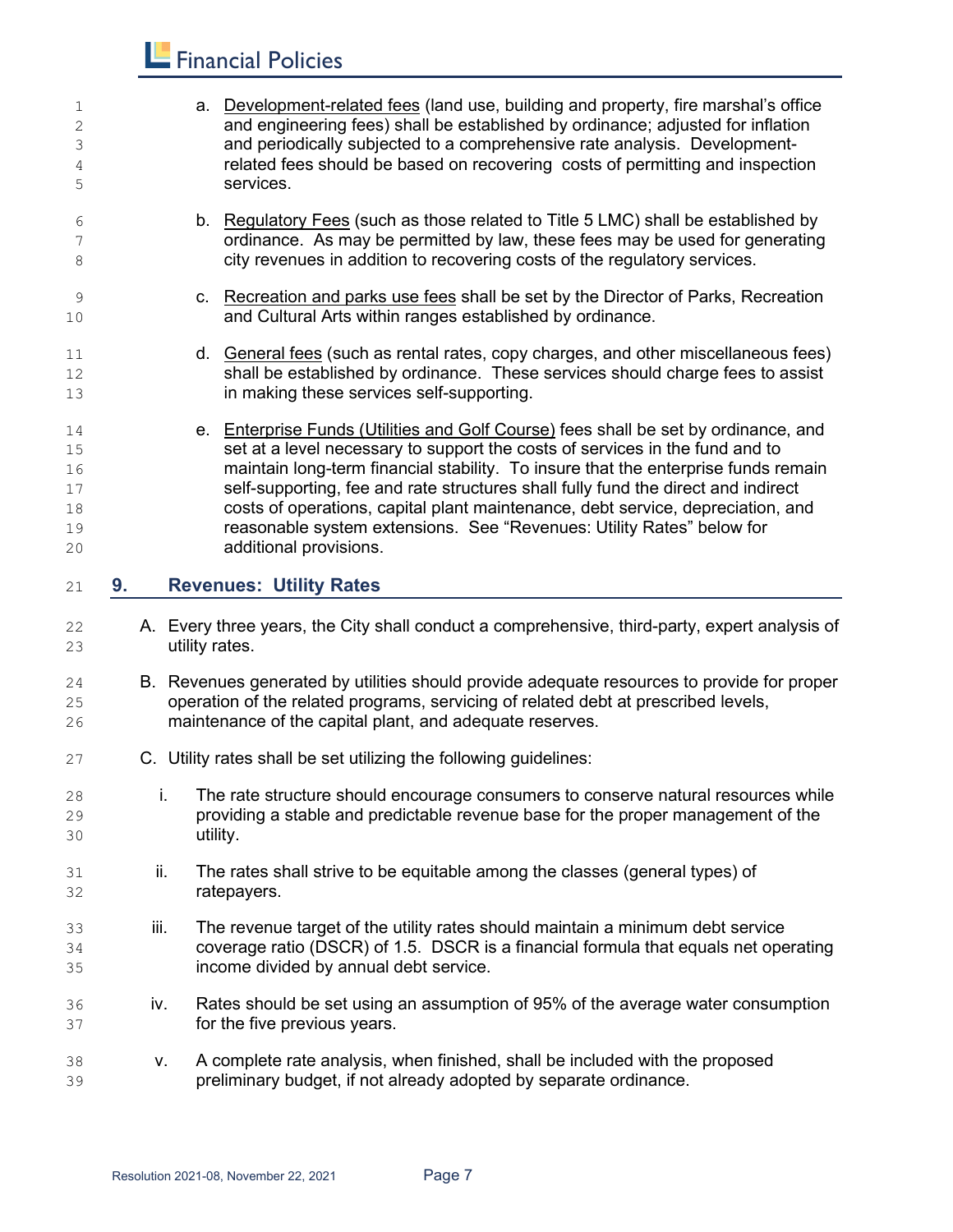a. Development-related fees (land use, building and property, fire marshal's office and engineering fees) shall be established by ordinance; adjusted for inflation and periodically subjected to a comprehensive rate analysis. Development-related fees should be based on recovering costs of permitting and inspection services.

b. Regulatory Fees (such as those related to Title 5 LMC) shall be established by ordinance. As may be permitted by law, these fees may be used for generating city revenues in addition to recovering costs of the regulatory services.

c. Recreation and parks use fees shall be set by the Director of Parks, Recreation and Cultural Arts within ranges established by ordinance.

d. General fees (such as rental rates, copy charges, and other miscellaneous fees) shall be established by ordinance. These services should charge fees to assist in making these services self-supporting.

e. Enterprise Funds (Utilities and Golf Course) fees shall be set by ordinance, and set at a level necessary to support the costs of services in the fund and to maintain long-term financial stability. To insure that the enterprise funds remain self-supporting, fee and rate structures shall fully fund the direct and indirect costs of operations, capital plant maintenance, debt service, depreciation, and reasonable system extensions. See "Revenues: Utility Rates" below for additional provisions.

## 9. Revenues: Utility Rates

A. Every three years, the City shall conduct a comprehensive, third-party, expert analysis of utility rates.

B. Revenues generated by utilities should provide adequate resources to provide for proper operation of the related programs, servicing of related debt at prescribed levels, maintenance of the capital plant, and adequate reserves.

C. Utility rates shall be set utilizing the following guidelines:

i. The rate structure should encourage consumers to conserve natural resources while providing a stable and predictable revenue base for the proper management of the utility.

ii. The rates shall strive to be equitable among the classes (general types) of ratepayers.

iii. The revenue target of the utility rates should maintain a minimum debt service coverage ratio (DSCR) of 1.5. DSCR is a financial formula that equals net operating income divided by annual debt service.

iv. Rates should be set using an assumption of 95% of the average water consumption for the five previous years.

v. A complete rate analysis, when finished, shall be included with the proposed preliminary budget, if not already adopted by separate ordinance.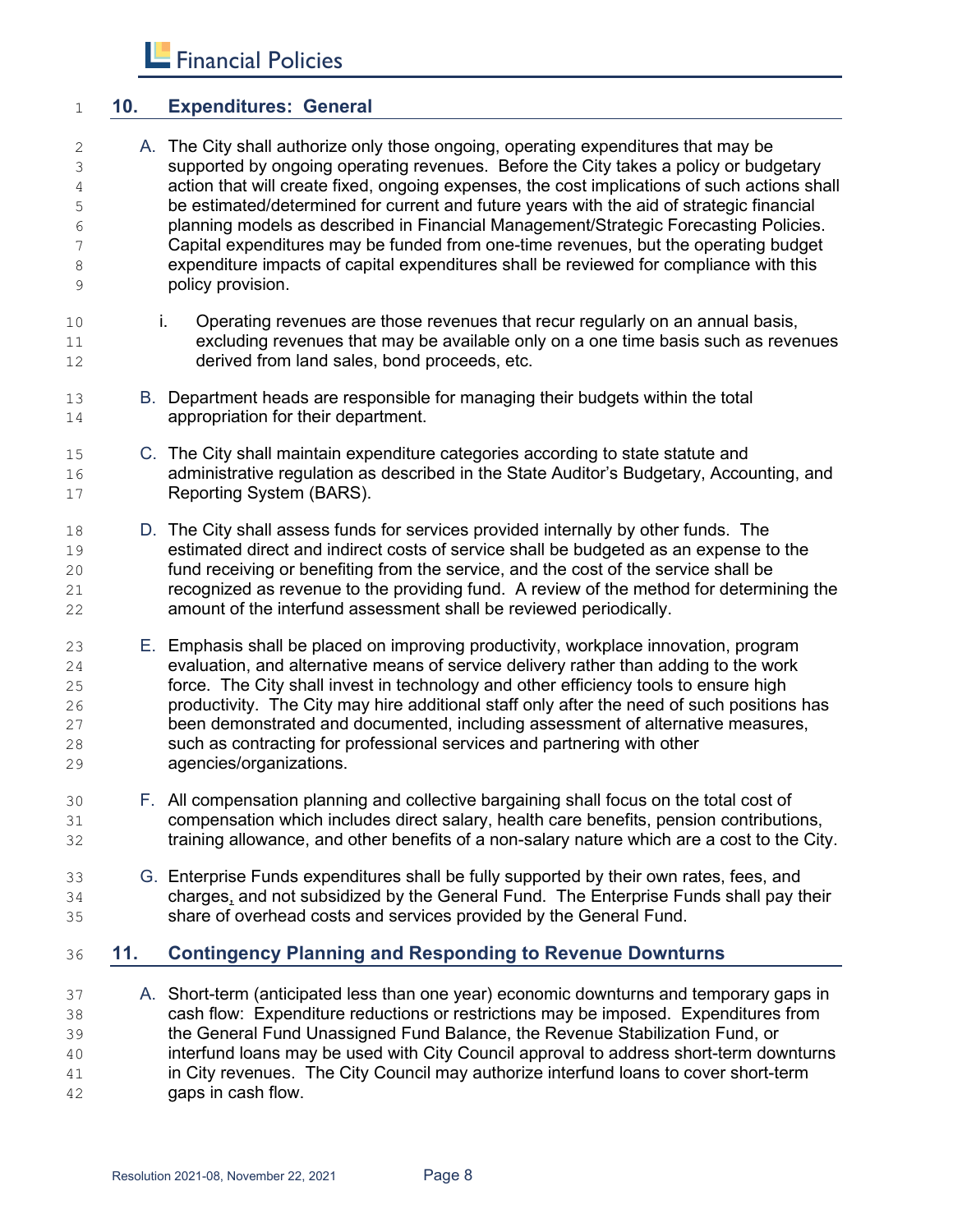## 10. Expenditures: General

A. The City shall authorize only those ongoing, operating expenditures that may be supported by ongoing operating revenues. Before the City takes a policy or budgetary action that will create fixed, ongoing expenses, the cost implications of such actions shall be estimated/determined for current and future years with the aid of strategic financial planning models as described in Financial Management/Strategic Forecasting Policies. Capital expenditures may be funded from one-time revenues, but the operating budget expenditure impacts of capital expenditures shall be reviewed for compliance with this policy provision.

   i. Operating revenues are those revenues that recur regularly on an annual basis, excluding revenues that may be available only on a one time basis such as revenues derived from land sales, bond proceeds, etc.

B. Department heads are responsible for managing their budgets within the total appropriation for their department.

C. The City shall maintain expenditure categories according to state statute and administrative regulation as described in the State Auditor's Budgetary, Accounting, and Reporting System (BARS).

D. The City shall assess funds for services provided internally by other funds. The estimated direct and indirect costs of service shall be budgeted as an expense to the fund receiving or benefiting from the service, and the cost of the service shall be recognized as revenue to the providing fund. A review of the method for determining the amount of the interfund assessment shall be reviewed periodically.

E. Emphasis shall be placed on improving productivity, workplace innovation, program evaluation, and alternative means of service delivery rather than adding to the work force. The City shall invest in technology and other efficiency tools to ensure high productivity. The City may hire additional staff only after the need of such positions has been demonstrated and documented, including assessment of alternative measures, such as contracting for professional services and partnering with other agencies/organizations.

F. All compensation planning and collective bargaining shall focus on the total cost of compensation which includes direct salary, health care benefits, pension contributions, training allowance, and other benefits of a non-salary nature which are a cost to the City.

G. Enterprise Funds expenditures shall be fully supported by their own rates, fees, and charges, and not subsidized by the General Fund. The Enterprise Funds shall pay their share of overhead costs and services provided by the General Fund.

## 11. Contingency Planning and Responding to Revenue Downturns

A. Short-term (anticipated less than one year) economic downturns and temporary gaps in cash flow: Expenditure reductions or restrictions may be imposed. Expenditures from the General Fund Unassigned Fund Balance, the Revenue Stabilization Fund, or interfund loans may be used with City Council approval to address short-term downturns in City revenues. The City Council may authorize interfund loans to cover short-term gaps in cash flow.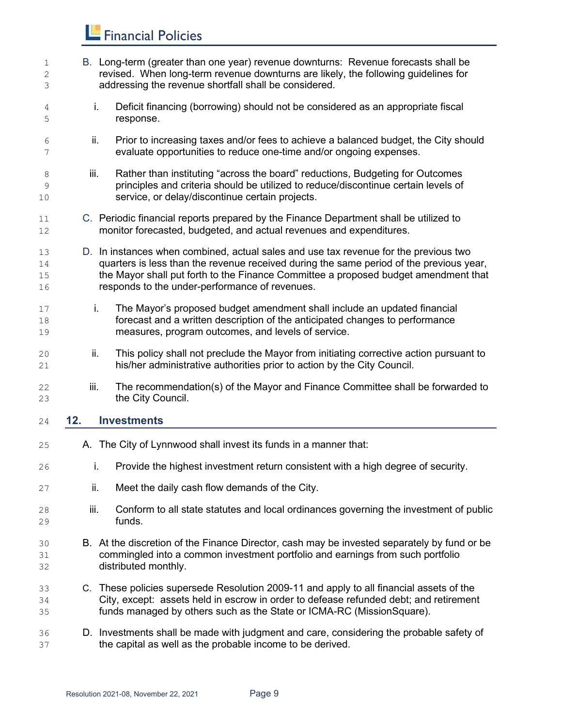B. Long-term (greater than one year) revenue downturns: Revenue forecasts shall be revised. When long-term revenue downturns are likely, the following guidelines for addressing the revenue shortfall shall be considered.

   i. Deficit financing (borrowing) should not be considered as an appropriate fiscal response.

   ii. Prior to increasing taxes and/or fees to achieve a balanced budget, the City should evaluate opportunities to reduce one-time and/or ongoing expenses.

   iii. Rather than instituting "across the board" reductions, Budgeting for Outcomes principles and criteria should be utilized to reduce/discontinue certain levels of service, or delay/discontinue certain projects.

C. Periodic financial reports prepared by the Finance Department shall be utilized to monitor forecasted, budgeted, and actual revenues and expenditures.

D. In instances when combined, actual sales and use tax revenue for the previous two quarters is less than the revenue received during the same period of the previous year, the Mayor shall put forth to the Finance Committee a proposed budget amendment that responds to the under-performance of revenues.

   i. The Mayor's proposed budget amendment shall include an updated financial forecast and a written description of the anticipated changes to performance measures, program outcomes, and levels of service.

   ii. This policy shall not preclude the Mayor from initiating corrective action pursuant to his/her administrative authorities prior to action by the City Council.

   iii. The recommendation(s) of the Mayor and Finance Committee shall be forwarded to the City Council.

## 12. Investments

A. The City of Lynnwood shall invest its funds in a manner that:

   i. Provide the highest investment return consistent with a high degree of security.

   ii. Meet the daily cash flow demands of the City.

   iii. Conform to all state statutes and local ordinances governing the investment of public funds.

B. At the discretion of the Finance Director, cash may be invested separately by fund or be commingled into a common investment portfolio and earnings from such portfolio distributed monthly.

C. These policies supersede Resolution 2009-11 and apply to all financial assets of the City, except: assets held in escrow in order to defease refunded debt; and retirement funds managed by others such as the State or ICMA-RC (MissionSquare).

D. Investments shall be made with judgment and care, considering the probable safety of the capital as well as the probable income to be derived.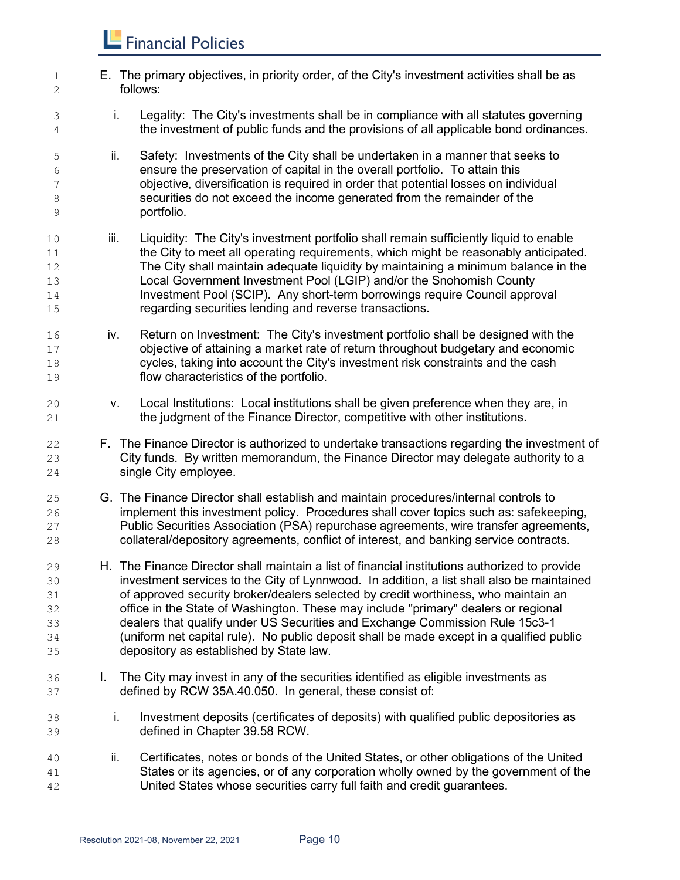E. The primary objectives, in priority order, of the City's investment activities shall be as follows:

   i. Legality: The City's investments shall be in compliance with all statutes governing the investment of public funds and the provisions of all applicable bond ordinances.

   ii. Safety: Investments of the City shall be undertaken in a manner that seeks to ensure the preservation of capital in the overall portfolio. To attain this objective, diversification is required in order that potential losses on individual securities do not exceed the income generated from the remainder of the portfolio.

   iii. Liquidity: The City's investment portfolio shall remain sufficiently liquid to enable the City to meet all operating requirements, which might be reasonably anticipated. The City shall maintain adequate liquidity by maintaining a minimum balance in the Local Government Investment Pool (LGIP) and/or the Snohomish County Investment Pool (SCIP). Any short-term borrowings require Council approval regarding securities lending and reverse transactions.

   iv. Return on Investment: The City's investment portfolio shall be designed with the objective of attaining a market rate of return throughout budgetary and economic cycles, taking into account the City's investment risk constraints and the cash flow characteristics of the portfolio.

   v. Local Institutions: Local institutions shall be given preference when they are, in the judgment of the Finance Director, competitive with other institutions.

F. The Finance Director is authorized to undertake transactions regarding the investment of City funds. By written memorandum, the Finance Director may delegate authority to a single City employee.

G. The Finance Director shall establish and maintain procedures/internal controls to implement this investment policy. Procedures shall cover topics such as: safekeeping, Public Securities Association (PSA) repurchase agreements, wire transfer agreements, collateral/depository agreements, conflict of interest, and banking service contracts.

H. The Finance Director shall maintain a list of financial institutions authorized to provide investment services to the City of Lynnwood. In addition, a list shall also be maintained of approved security broker/dealers selected by credit worthiness, who maintain an office in the State of Washington. These may include "primary" dealers or regional dealers that qualify under US Securities and Exchange Commission Rule 15c3-1 (uniform net capital rule). No public deposit shall be made except in a qualified public depository as established by State law.

I. The City may invest in any of the securities identified as eligible investments as defined by RCW 35A.40.050. In general, these consist of:

   i. Investment deposits (certificates of deposits) with qualified public depositories as defined in Chapter 39.58 RCW.

   ii. Certificates, notes or bonds of the United States, or other obligations of the United States or its agencies, or of any corporation wholly owned by the government of the United States whose securities carry full faith and credit guarantees.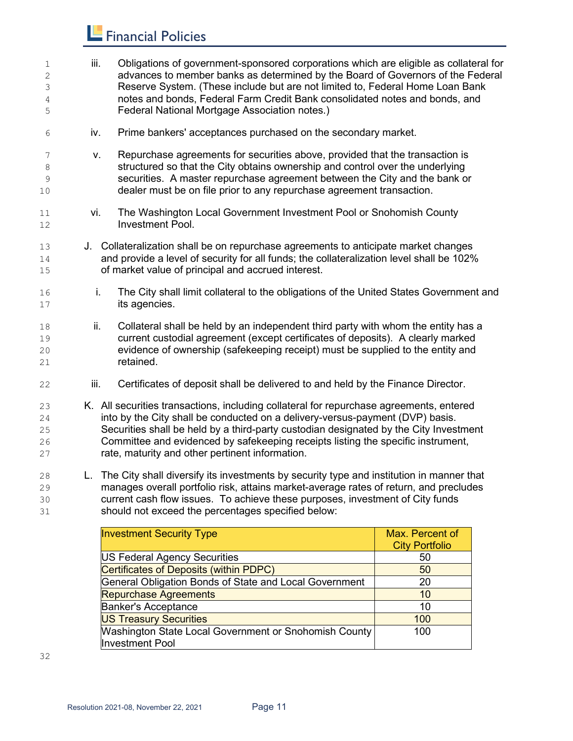iii. Obligations of government-sponsored corporations which are eligible as collateral for advances to member banks as determined by the Board of Governors of the Federal Reserve System. (These include but are not limited to, Federal Home Loan Bank notes and bonds, Federal Farm Credit Bank consolidated notes and bonds, and Federal National Mortgage Association notes.)

iv. Prime bankers' acceptances purchased on the secondary market.

v. Repurchase agreements for securities above, provided that the transaction is structured so that the City obtains ownership and control over the underlying securities. A master repurchase agreement between the City and the bank or dealer must be on file prior to any repurchase agreement transaction.

vi. The Washington Local Government Investment Pool or Snohomish County Investment Pool.

J. Collateralization shall be on repurchase agreements to anticipate market changes and provide a level of security for all funds; the collateralization level shall be 102% of market value of principal and accrued interest.

i. The City shall limit collateral to the obligations of the United States Government and its agencies.

ii. Collateral shall be held by an independent third party with whom the entity has a current custodial agreement (except certificates of deposits). A clearly marked evidence of ownership (safekeeping receipt) must be supplied to the entity and retained.

iii. Certificates of deposit shall be delivered to and held by the Finance Director.

K. All securities transactions, including collateral for repurchase agreements, entered into by the City shall be conducted on a delivery-versus-payment (DVP) basis. Securities shall be held by a third-party custodian designated by the City Investment Committee and evidenced by safekeeping receipts listing the specific instrument, rate, maturity and other pertinent information.

L. The City shall diversify its investments by security type and institution in manner that manages overall portfolio risk, attains market-average rates of return, and precludes current cash flow issues. To achieve these purposes, investment of City funds should not exceed the percentages specified below:

| Investment Security Type | Max. Percent of City Portfolio |
|---|---|
| US Federal Agency Securities | 50 |
| Certificates of Deposits (within PDPC) | 50 |
| General Obligation Bonds of State and Local Government | 20 |
| Repurchase Agreements | 10 |
| Banker's Acceptance | 10 |
| US Treasury Securities | 100 |
| Washington State Local Government or Snohomish County Investment Pool | 100 |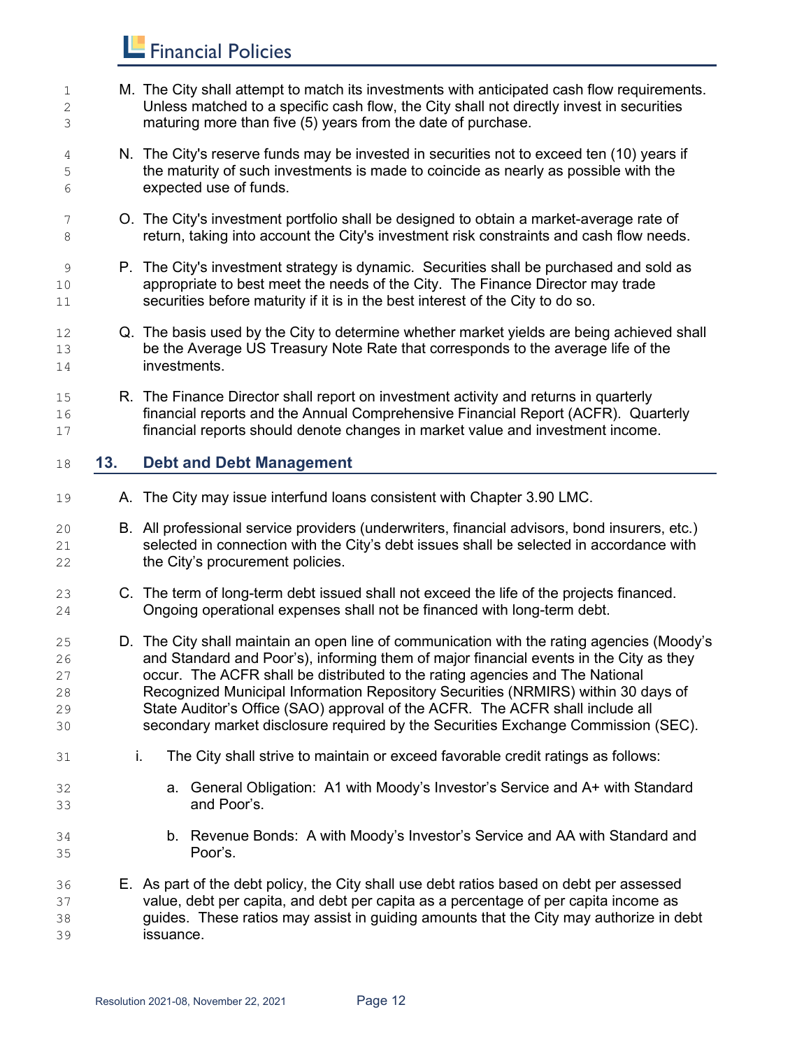M. The City shall attempt to match its investments with anticipated cash flow requirements. Unless matched to a specific cash flow, the City shall not directly invest in securities maturing more than five (5) years from the date of purchase.

N. The City's reserve funds may be invested in securities not to exceed ten (10) years if the maturity of such investments is made to coincide as nearly as possible with the expected use of funds.

O. The City's investment portfolio shall be designed to obtain a market-average rate of return, taking into account the City's investment risk constraints and cash flow needs.

P. The City's investment strategy is dynamic. Securities shall be purchased and sold as appropriate to best meet the needs of the City. The Finance Director may trade securities before maturity if it is in the best interest of the City to do so.

Q. The basis used by the City to determine whether market yields are being achieved shall be the Average US Treasury Note Rate that corresponds to the average life of the investments.

R. The Finance Director shall report on investment activity and returns in quarterly financial reports and the Annual Comprehensive Financial Report (ACFR). Quarterly financial reports should denote changes in market value and investment income.

## 13. Debt and Debt Management

A. The City may issue interfund loans consistent with Chapter 3.90 LMC.

B. All professional service providers (underwriters, financial advisors, bond insurers, etc.) selected in connection with the City's debt issues shall be selected in accordance with the City's procurement policies.

C. The term of long-term debt issued shall not exceed the life of the projects financed. Ongoing operational expenses shall not be financed with long-term debt.

D. The City shall maintain an open line of communication with the rating agencies (Moody's and Standard and Poor's), informing them of major financial events in the City as they occur. The ACFR shall be distributed to the rating agencies and The National Recognized Municipal Information Repository Securities (NRMIRS) within 30 days of State Auditor's Office (SAO) approval of the ACFR. The ACFR shall include all secondary market disclosure required by the Securities Exchange Commission (SEC).

   i. The City shall strive to maintain or exceed favorable credit ratings as follows:

      a. General Obligation: A1 with Moody's Investor's Service and A+ with Standard and Poor's.

      b. Revenue Bonds: A with Moody's Investor's Service and AA with Standard and Poor's.

E. As part of the debt policy, the City shall use debt ratios based on debt per assessed value, debt per capita, and debt per capita as a percentage of per capita income as guides. These ratios may assist in guiding amounts that the City may authorize in debt issuance.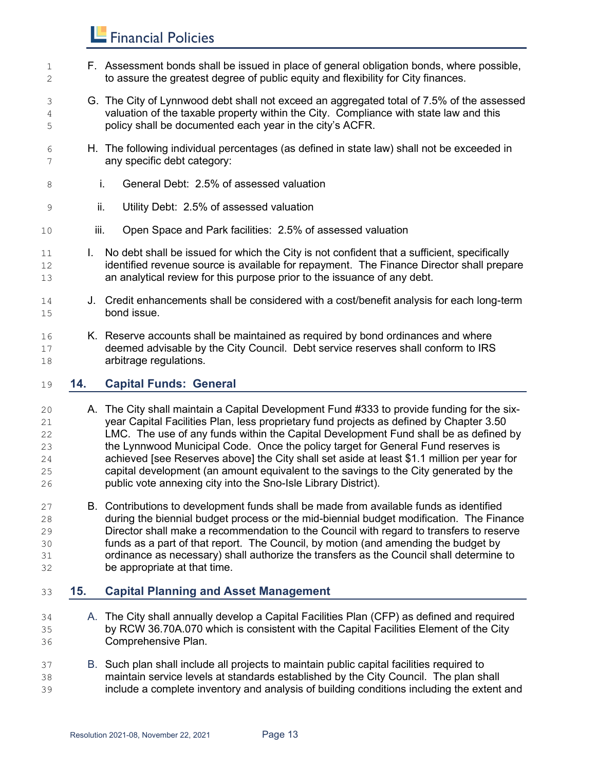F. Assessment bonds shall be issued in place of general obligation bonds, where possible, to assure the greatest degree of public equity and flexibility for City finances.

G. The City of Lynnwood debt shall not exceed an aggregated total of 7.5% of the assessed valuation of the taxable property within the City. Compliance with state law and this policy shall be documented each year in the city's ACFR.

H. The following individual percentages (as defined in state law) shall not be exceeded in any specific debt category:

   i. General Debt: 2.5% of assessed valuation

   ii. Utility Debt: 2.5% of assessed valuation

   iii. Open Space and Park facilities: 2.5% of assessed valuation

I. No debt shall be issued for which the City is not confident that a sufficient, specifically identified revenue source is available for repayment. The Finance Director shall prepare an analytical review for this purpose prior to the issuance of any debt.

J. Credit enhancements shall be considered with a cost/benefit analysis for each long-term bond issue.

K. Reserve accounts shall be maintained as required by bond ordinances and where deemed advisable by the City Council. Debt service reserves shall conform to IRS arbitrage regulations.

## 14. Capital Funds: General

A. The City shall maintain a Capital Development Fund #333 to provide funding for the six-year Capital Facilities Plan, less proprietary fund projects as defined by Chapter 3.50 LMC. The use of any funds within the Capital Development Fund shall be as defined by the Lynnwood Municipal Code. Once the policy target for General Fund reserves is achieved [see Reserves above] the City shall set aside at least $1.1 million per year for capital development (an amount equivalent to the savings to the City generated by the public vote annexing city into the Sno-Isle Library District).

B. Contributions to development funds shall be made from available funds as identified during the biennial budget process or the mid-biennial budget modification. The Finance Director shall make a recommendation to the Council with regard to transfers to reserve funds as a part of that report. The Council, by motion (and amending the budget by ordinance as necessary) shall authorize the transfers as the Council shall determine to be appropriate at that time.

## 15. Capital Planning and Asset Management

A. The City shall annually develop a Capital Facilities Plan (CFP) as defined and required by RCW 36.70A.070 which is consistent with the Capital Facilities Element of the City Comprehensive Plan.

B. Such plan shall include all projects to maintain public capital facilities required to maintain service levels at standards established by the City Council. The plan shall include a complete inventory and analysis of building conditions including the extent and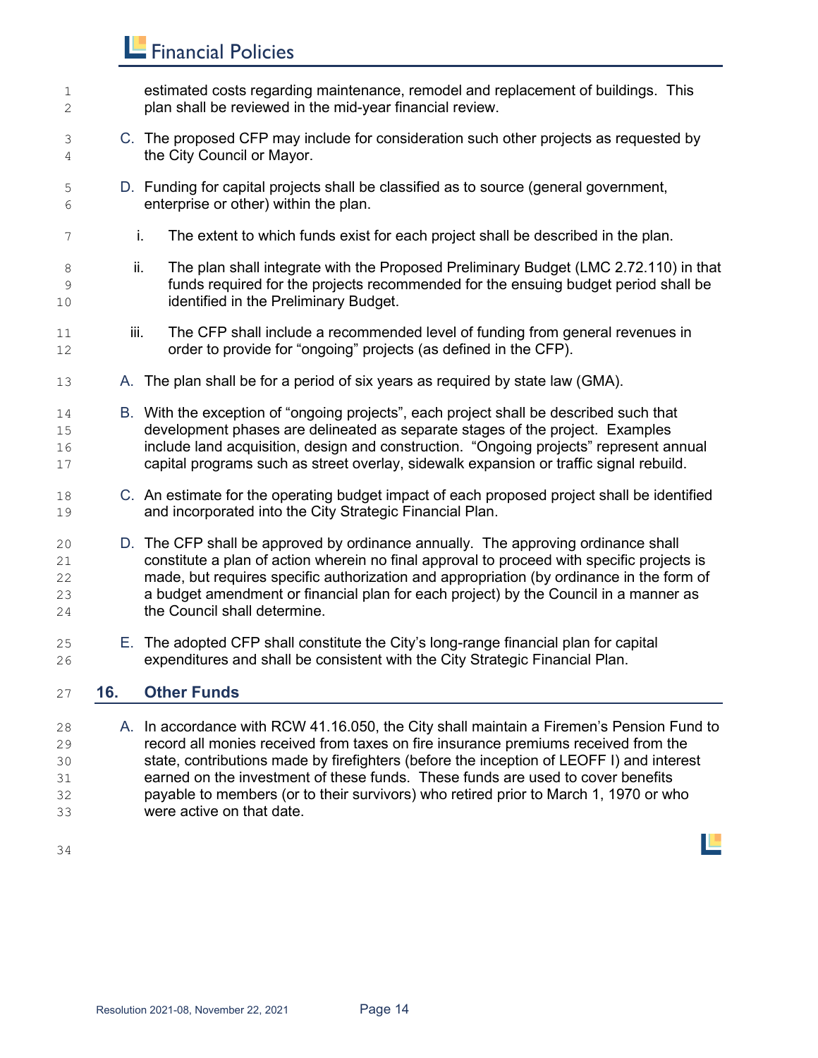estimated costs regarding maintenance, remodel and replacement of buildings. This plan shall be reviewed in the mid-year financial review.

C. The proposed CFP may include for consideration such other projects as requested by the City Council or Mayor.

D. Funding for capital projects shall be classified as to source (general government, enterprise or other) within the plan.

   i. The extent to which funds exist for each project shall be described in the plan.

   ii. The plan shall integrate with the Proposed Preliminary Budget (LMC 2.72.110) in that funds required for the projects recommended for the ensuing budget period shall be identified in the Preliminary Budget.

   iii. The CFP shall include a recommended level of funding from general revenues in order to provide for "ongoing" projects (as defined in the CFP).

A. The plan shall be for a period of six years as required by state law (GMA).

B. With the exception of "ongoing projects", each project shall be described such that development phases are delineated as separate stages of the project. Examples include land acquisition, design and construction. "Ongoing projects" represent annual capital programs such as street overlay, sidewalk expansion or traffic signal rebuild.

C. An estimate for the operating budget impact of each proposed project shall be identified and incorporated into the City Strategic Financial Plan.

D. The CFP shall be approved by ordinance annually. The approving ordinance shall constitute a plan of action wherein no final approval to proceed with specific projects is made, but requires specific authorization and appropriation (by ordinance in the form of a budget amendment or financial plan for each project) by the Council in a manner as the Council shall determine.

E. The adopted CFP shall constitute the City's long-range financial plan for capital expenditures and shall be consistent with the City Strategic Financial Plan.

## 16. Other Funds

A. In accordance with RCW 41.16.050, the City shall maintain a Firemen's Pension Fund to record all monies received from taxes on fire insurance premiums received from the state, contributions made by firefighters (before the inception of LEOFF I) and interest earned on the investment of these funds. These funds are used to cover benefits payable to members (or to their survivors) who retired prior to March 1, 1970 or who were active on that date.